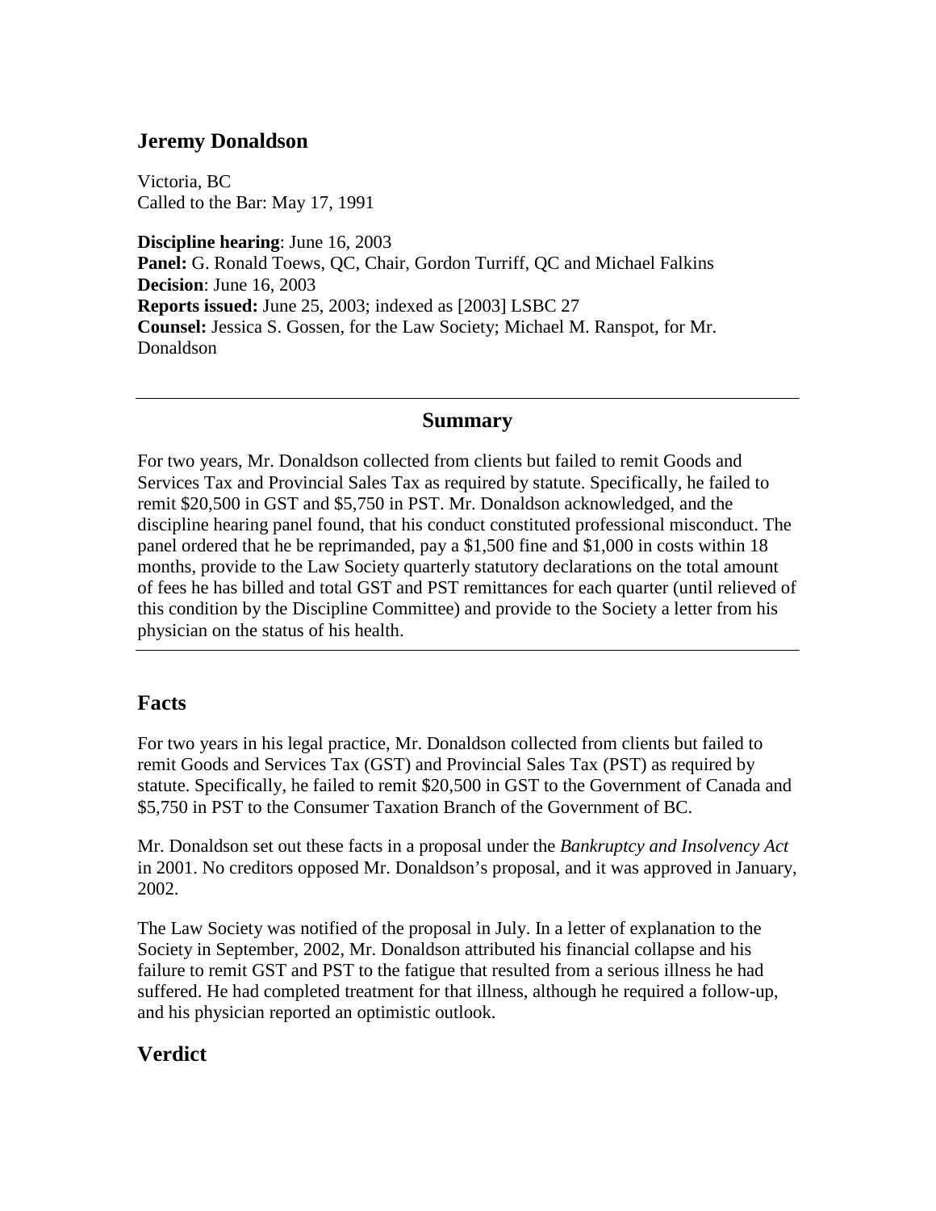## Jeremy Donaldson

Victoria, BC
Called to the Bar: May 17, 1991

**Discipline hearing**: June 16, 2003
**Panel:** G. Ronald Toews, QC, Chair, Gordon Turriff, QC and Michael Falkins
**Decision**: June 16, 2003
**Reports issued:** June 25, 2003; indexed as [2003] LSBC 27
**Counsel:** Jessica S. Gossen, for the Law Society; Michael M. Ranspot, for Mr. Donaldson

---

### Summary

For two years, Mr. Donaldson collected from clients but failed to remit Goods and Services Tax and Provincial Sales Tax as required by statute. Specifically, he failed to remit $20,500 in GST and $5,750 in PST. Mr. Donaldson acknowledged, and the discipline hearing panel found, that his conduct constituted professional misconduct. The panel ordered that he be reprimanded, pay a $1,500 fine and $1,000 in costs within 18 months, provide to the Law Society quarterly statutory declarations on the total amount of fees he has billed and total GST and PST remittances for each quarter (until relieved of this condition by the Discipline Committee) and provide to the Society a letter from his physician on the status of his health.

---

## Facts

For two years in his legal practice, Mr. Donaldson collected from clients but failed to remit Goods and Services Tax (GST) and Provincial Sales Tax (PST) as required by statute. Specifically, he failed to remit $20,500 in GST to the Government of Canada and $5,750 in PST to the Consumer Taxation Branch of the Government of BC.

Mr. Donaldson set out these facts in a proposal under the *Bankruptcy and Insolvency Act* in 2001. No creditors opposed Mr. Donaldson's proposal, and it was approved in January, 2002.

The Law Society was notified of the proposal in July. In a letter of explanation to the Society in September, 2002, Mr. Donaldson attributed his financial collapse and his failure to remit GST and PST to the fatigue that resulted from a serious illness he had suffered. He had completed treatment for that illness, although he required a follow-up, and his physician reported an optimistic outlook.

## Verdict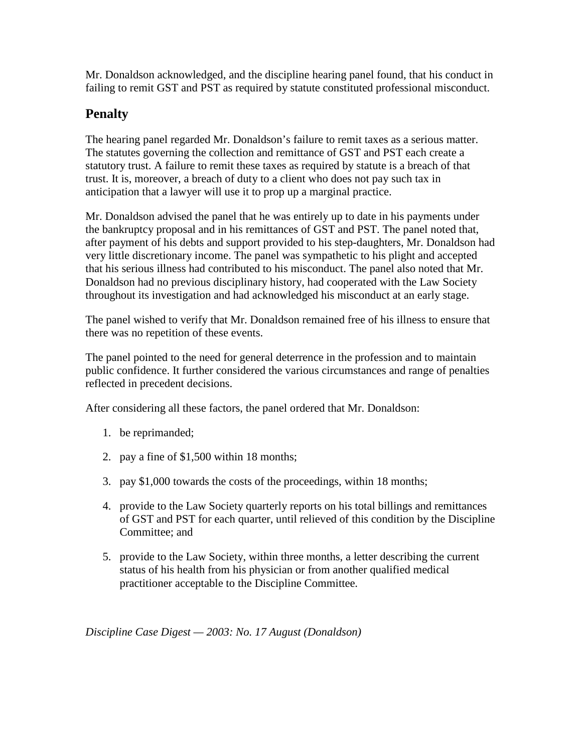Mr. Donaldson acknowledged, and the discipline hearing panel found, that his conduct in failing to remit GST and PST as required by statute constituted professional misconduct.

## Penalty

The hearing panel regarded Mr. Donaldson's failure to remit taxes as a serious matter. The statutes governing the collection and remittance of GST and PST each create a statutory trust. A failure to remit these taxes as required by statute is a breach of that trust. It is, moreover, a breach of duty to a client who does not pay such tax in anticipation that a lawyer will use it to prop up a marginal practice.

Mr. Donaldson advised the panel that he was entirely up to date in his payments under the bankruptcy proposal and in his remittances of GST and PST. The panel noted that, after payment of his debts and support provided to his step-daughters, Mr. Donaldson had very little discretionary income. The panel was sympathetic to his plight and accepted that his serious illness had contributed to his misconduct. The panel also noted that Mr. Donaldson had no previous disciplinary history, had cooperated with the Law Society throughout its investigation and had acknowledged his misconduct at an early stage.

The panel wished to verify that Mr. Donaldson remained free of his illness to ensure that there was no repetition of these events.

The panel pointed to the need for general deterrence in the profession and to maintain public confidence. It further considered the various circumstances and range of penalties reflected in precedent decisions.

After considering all these factors, the panel ordered that Mr. Donaldson:

1. be reprimanded;
2. pay a fine of $1,500 within 18 months;
3. pay $1,000 towards the costs of the proceedings, within 18 months;
4. provide to the Law Society quarterly reports on his total billings and remittances of GST and PST for each quarter, until relieved of this condition by the Discipline Committee; and
5. provide to the Law Society, within three months, a letter describing the current status of his health from his physician or from another qualified medical practitioner acceptable to the Discipline Committee.

*Discipline Case Digest — 2003: No. 17 August (Donaldson)*